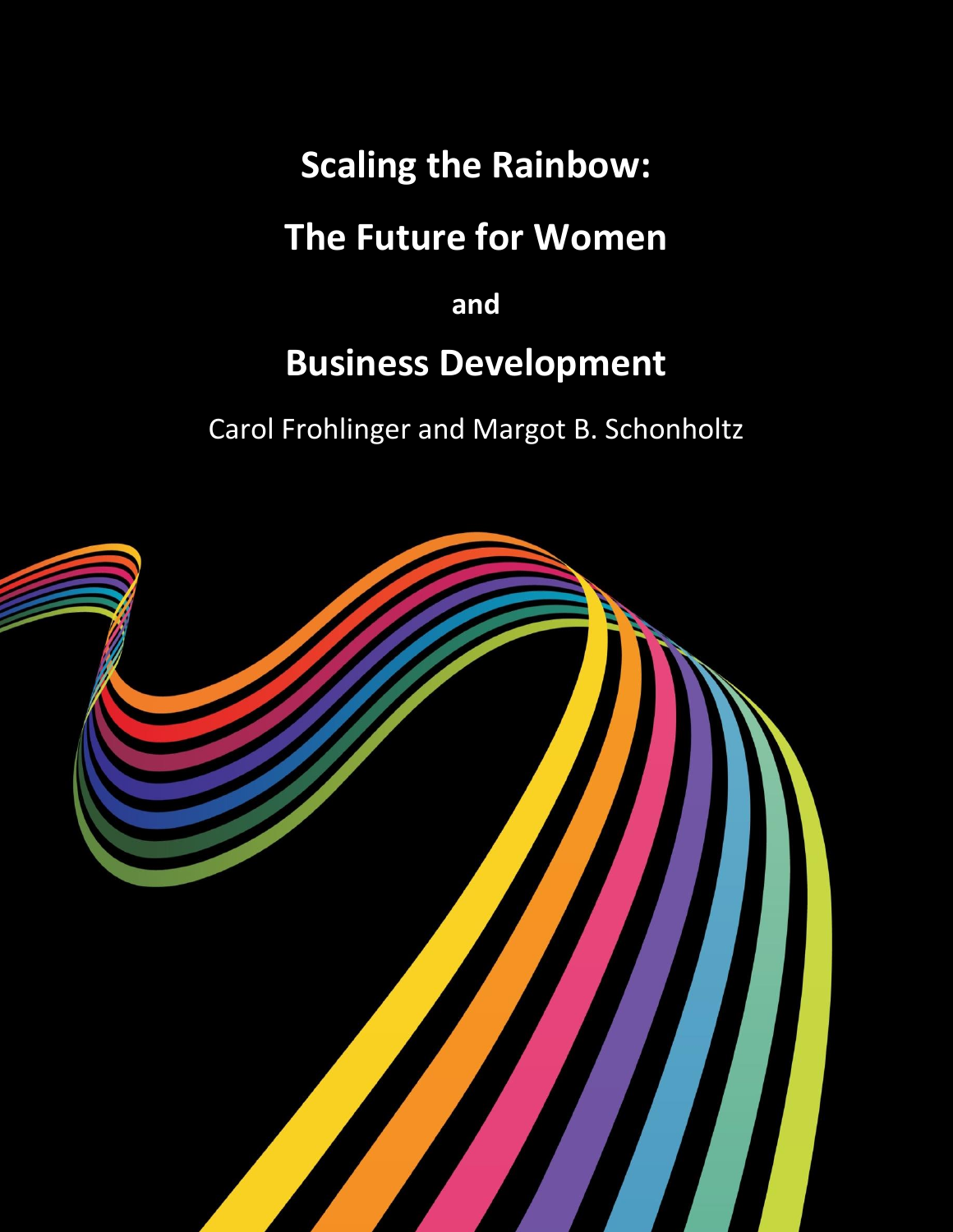# Scaling the Rainbow:

# The Future for Women

## and

# Business Development

Carol Frohlinger and Margot B. Schonholtz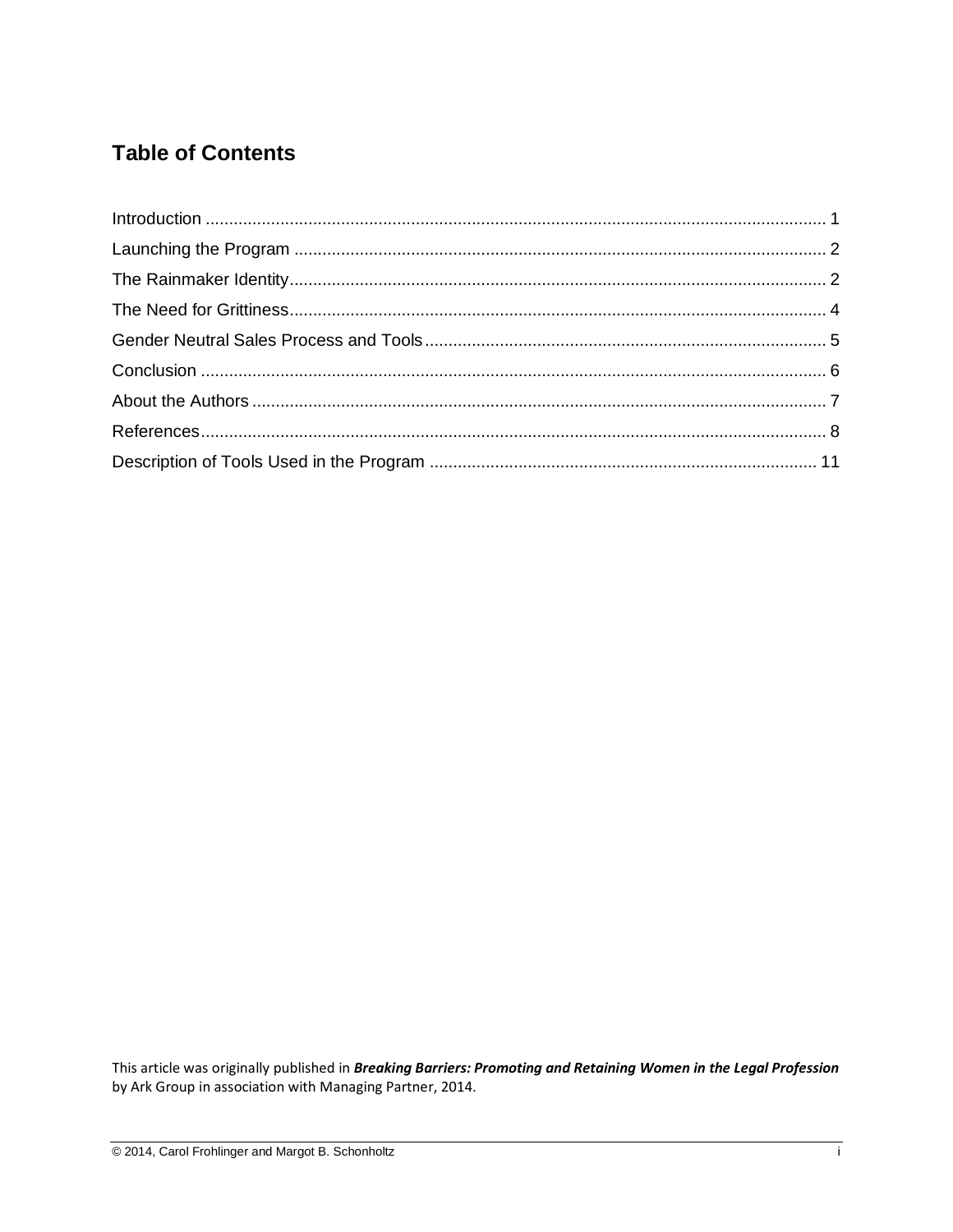## Table of Contents

| | |
|---|---|
| Introduction | 1 |
| Launching the Program | 2 |
| The Rainmaker Identity | 2 |
| The Need for Grittiness | 4 |
| Gender Neutral Sales Process and Tools | 5 |
| Conclusion | 6 |
| About the Authors | 7 |
| References | 8 |
| Description of Tools Used in the Program | 11 |

This article was originally published in ***Breaking Barriers: Promoting and Retaining Women in the Legal Profession*** by Ark Group in association with Managing Partner, 2014.

© 2014, Carol Frohlinger and Margot B. Schonholtz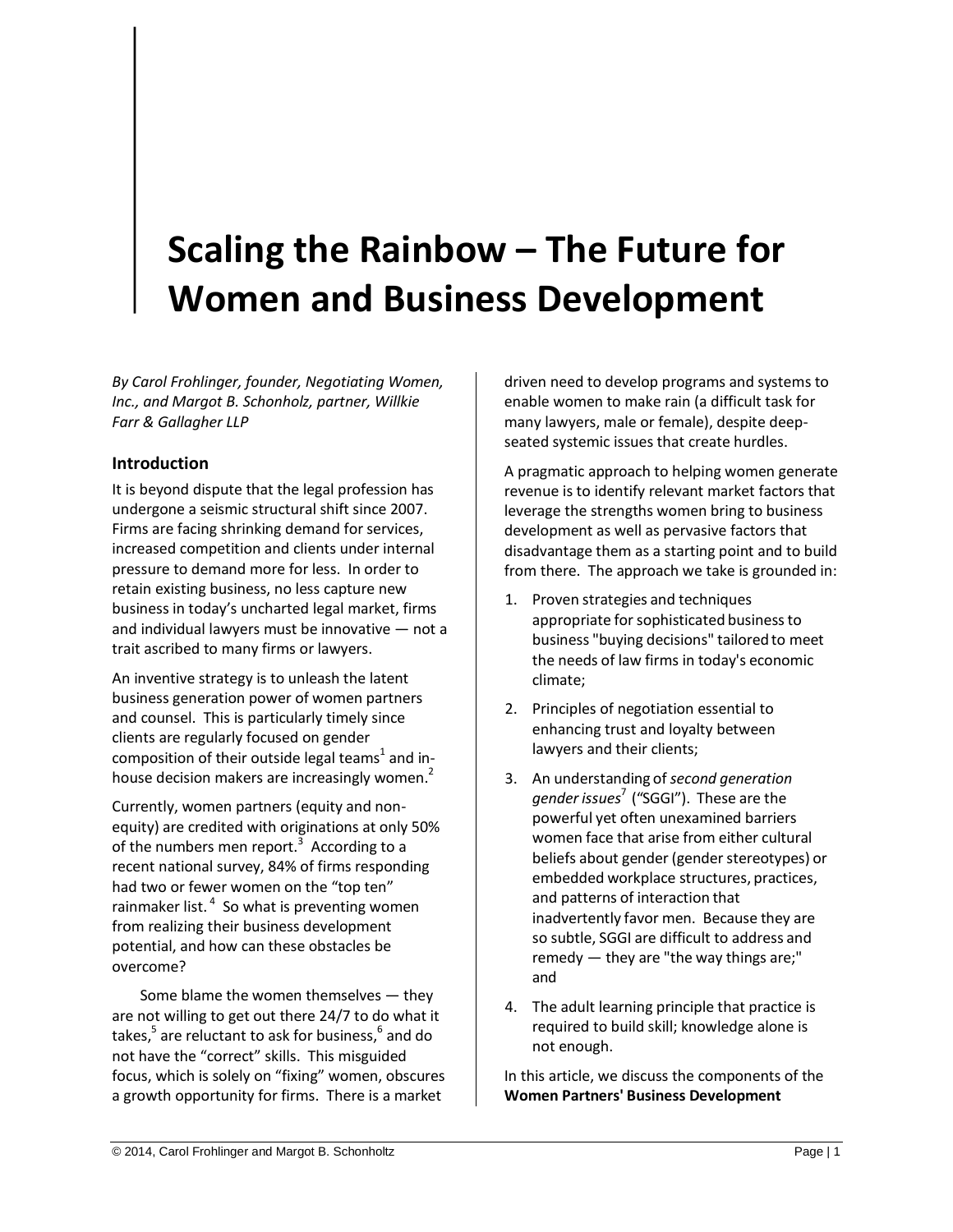# Scaling the Rainbow – The Future for Women and Business Development

*By Carol Frohlinger, founder, Negotiating Women, Inc., and Margot B. Schonholz, partner, Willkie Farr & Gallagher LLP*

## Introduction

It is beyond dispute that the legal profession has undergone a seismic structural shift since 2007. Firms are facing shrinking demand for services, increased competition and clients under internal pressure to demand more for less. In order to retain existing business, no less capture new business in today's uncharted legal market, firms and individual lawyers must be innovative — not a trait ascribed to many firms or lawyers.

An inventive strategy is to unleash the latent business generation power of women partners and counsel. This is particularly timely since clients are regularly focused on gender composition of their outside legal teams[1] and in-house decision makers are increasingly women.[2]

Currently, women partners (equity and non-equity) are credited with originations at only 50% of the numbers men report.[3] According to a recent national survey, 84% of firms responding had two or fewer women on the "top ten" rainmaker list.[4] So what is preventing women from realizing their business development potential, and how can these obstacles be overcome?

Some blame the women themselves — they are not willing to get out there 24/7 to do what it takes,[5] are reluctant to ask for business,[6] and do not have the "correct" skills. This misguided focus, which is solely on "fixing" women, obscures a growth opportunity for firms. There is a market driven need to develop programs and systems to enable women to make rain (a difficult task for many lawyers, male or female), despite deep-seated systemic issues that create hurdles.

A pragmatic approach to helping women generate revenue is to identify relevant market factors that leverage the strengths women bring to business development as well as pervasive factors that disadvantage them as a starting point and to build from there. The approach we take is grounded in:

1. Proven strategies and techniques appropriate for sophisticated business to business "buying decisions" tailored to meet the needs of law firms in today's economic climate;
2. Principles of negotiation essential to enhancing trust and loyalty between lawyers and their clients;
3. An understanding of *second generation gender issues*[7] ("SGGI"). These are the powerful yet often unexamined barriers women face that arise from either cultural beliefs about gender (gender stereotypes) or embedded workplace structures, practices, and patterns of interaction that inadvertently favor men. Because they are so subtle, SGGI are difficult to address and remedy — they are "the way things are;" and
4. The adult learning principle that practice is required to build skill; knowledge alone is not enough.

In this article, we discuss the components of the **Women Partners' Business Development**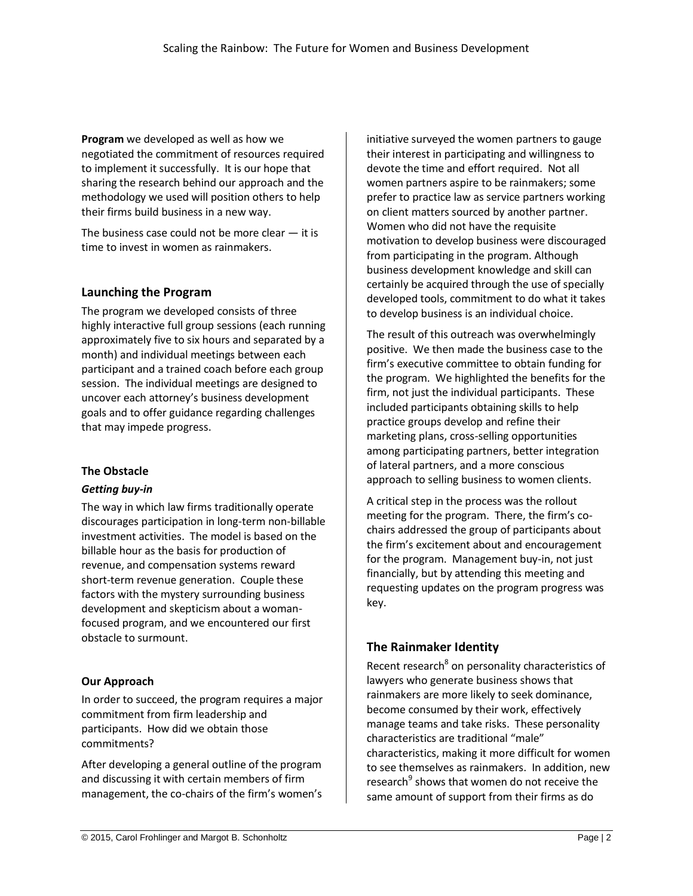**Program** we developed as well as how we negotiated the commitment of resources required to implement it successfully. It is our hope that sharing the research behind our approach and the methodology we used will position others to help their firms build business in a new way.

The business case could not be more clear — it is time to invest in women as rainmakers.

## Launching the Program

The program we developed consists of three highly interactive full group sessions (each running approximately five to six hours and separated by a month) and individual meetings between each participant and a trained coach before each group session. The individual meetings are designed to uncover each attorney's business development goals and to offer guidance regarding challenges that may impede progress.

### The Obstacle

***Getting buy-in***

The way in which law firms traditionally operate discourages participation in long-term non-billable investment activities. The model is based on the billable hour as the basis for production of revenue, and compensation systems reward short-term revenue generation. Couple these factors with the mystery surrounding business development and skepticism about a woman-focused program, and we encountered our first obstacle to surmount.

### Our Approach

In order to succeed, the program requires a major commitment from firm leadership and participants. How did we obtain those commitments?

After developing a general outline of the program and discussing it with certain members of firm management, the co-chairs of the firm's women's initiative surveyed the women partners to gauge their interest in participating and willingness to devote the time and effort required. Not all women partners aspire to be rainmakers; some prefer to practice law as service partners working on client matters sourced by another partner. Women who did not have the requisite motivation to develop business were discouraged from participating in the program. Although business development knowledge and skill can certainly be acquired through the use of specially developed tools, commitment to do what it takes to develop business is an individual choice.

The result of this outreach was overwhelmingly positive. We then made the business case to the firm's executive committee to obtain funding for the program. We highlighted the benefits for the firm, not just the individual participants. These included participants obtaining skills to help practice groups develop and refine their marketing plans, cross-selling opportunities among participating partners, better integration of lateral partners, and a more conscious approach to selling business to women clients.

A critical step in the process was the rollout meeting for the program. There, the firm's co-chairs addressed the group of participants about the firm's excitement about and encouragement for the program. Management buy-in, not just financially, but by attending this meeting and requesting updates on the program progress was key.

## The Rainmaker Identity

Recent research[8] on personality characteristics of lawyers who generate business shows that rainmakers are more likely to seek dominance, become consumed by their work, effectively manage teams and take risks. These personality characteristics are traditional "male" characteristics, making it more difficult for women to see themselves as rainmakers. In addition, new research[9] shows that women do not receive the same amount of support from their firms as do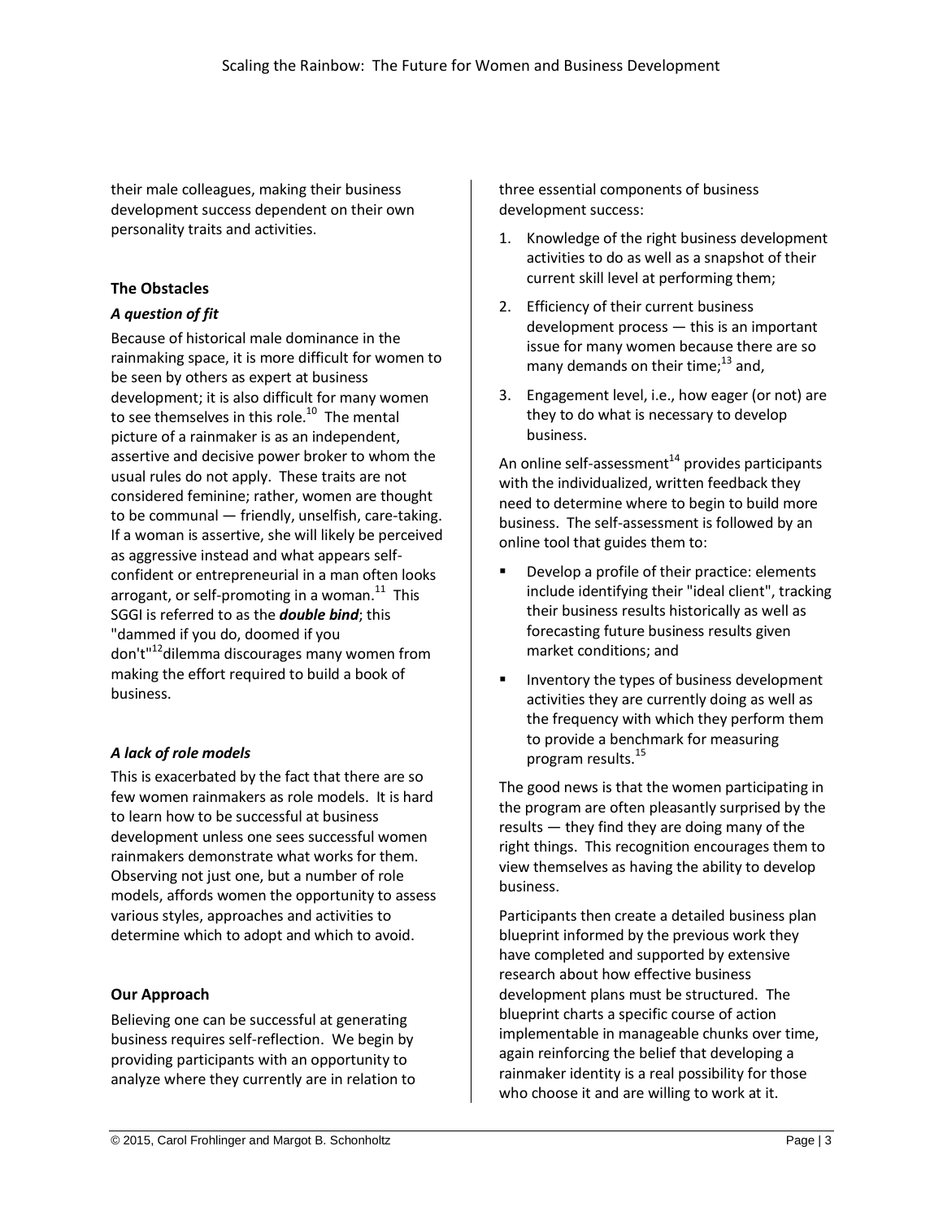their male colleagues, making their business development success dependent on their own personality traits and activities.

### The Obstacles

#### *A question of fit*

Because of historical male dominance in the rainmaking space, it is more difficult for women to be seen by others as expert at business development; it is also difficult for many women to see themselves in this role.[10] The mental picture of a rainmaker is as an independent, assertive and decisive power broker to whom the usual rules do not apply. These traits are not considered feminine; rather, women are thought to be communal — friendly, unselfish, care-taking. If a woman is assertive, she will likely be perceived as aggressive instead and what appears self-confident or entrepreneurial in a man often looks arrogant, or self-promoting in a woman.[11] This SGGI is referred to as the ***double bind***; this "dammed if you do, doomed if you don't"[12]dilemma discourages many women from making the effort required to build a book of business.

#### *A lack of role models*

This is exacerbated by the fact that there are so few women rainmakers as role models. It is hard to learn how to be successful at business development unless one sees successful women rainmakers demonstrate what works for them. Observing not just one, but a number of role models, affords women the opportunity to assess various styles, approaches and activities to determine which to adopt and which to avoid.

### Our Approach

Believing one can be successful at generating business requires self-reflection. We begin by providing participants with an opportunity to analyze where they currently are in relation to three essential components of business development success:

1. Knowledge of the right business development activities to do as well as a snapshot of their current skill level at performing them;
2. Efficiency of their current business development process — this is an important issue for many women because there are so many demands on their time;[13] and,
3. Engagement level, i.e., how eager (or not) are they to do what is necessary to develop business.

An online self-assessment[14] provides participants with the individualized, written feedback they need to determine where to begin to build more business. The self-assessment is followed by an online tool that guides them to:

- Develop a profile of their practice: elements include identifying their "ideal client", tracking their business results historically as well as forecasting future business results given market conditions; and
- Inventory the types of business development activities they are currently doing as well as the frequency with which they perform them to provide a benchmark for measuring program results.[15]

The good news is that the women participating in the program are often pleasantly surprised by the results — they find they are doing many of the right things. This recognition encourages them to view themselves as having the ability to develop business.

Participants then create a detailed business plan blueprint informed by the previous work they have completed and supported by extensive research about how effective business development plans must be structured. The blueprint charts a specific course of action implementable in manageable chunks over time, again reinforcing the belief that developing a rainmaker identity is a real possibility for those who choose it and are willing to work at it.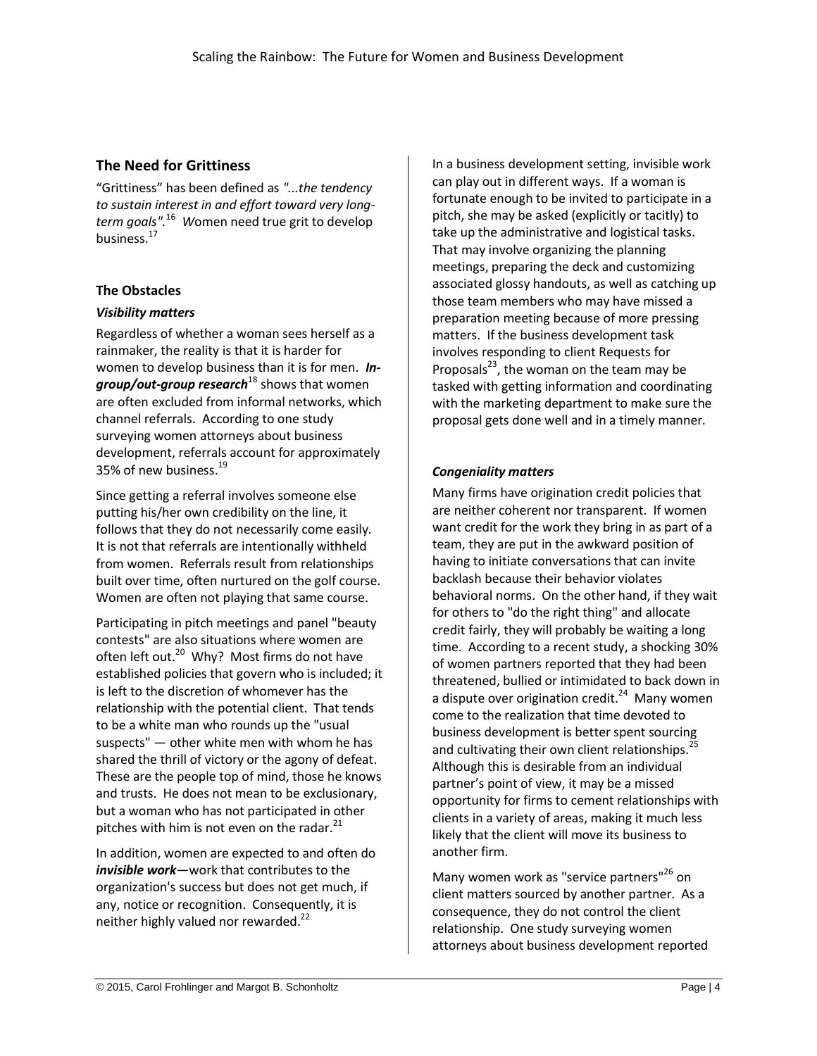## The Need for Grittiness

"Grittiness" has been defined as *"...the tendency to sustain interest in and effort toward very long-term goals".*[16] Women need true grit to develop business.[17]

### The Obstacles

#### *Visibility matters*

Regardless of whether a woman sees herself as a rainmaker, the reality is that it is harder for women to develop business than it is for men. ***In-group/out-group research***[18] shows that women are often excluded from informal networks, which channel referrals. According to one study surveying women attorneys about business development, referrals account for approximately 35% of new business.[19]

Since getting a referral involves someone else putting his/her own credibility on the line, it follows that they do not necessarily come easily. It is not that referrals are intentionally withheld from women. Referrals result from relationships built over time, often nurtured on the golf course. Women are often not playing that same course.

Participating in pitch meetings and panel "beauty contests" are also situations where women are often left out.[20] Why? Most firms do not have established policies that govern who is included; it is left to the discretion of whomever has the relationship with the potential client. That tends to be a white man who rounds up the "usual suspects" — other white men with whom he has shared the thrill of victory or the agony of defeat. These are the people top of mind, those he knows and trusts. He does not mean to be exclusionary, but a woman who has not participated in other pitches with him is not even on the radar.[21]

In addition, women are expected to and often do ***invisible work***—work that contributes to the organization's success but does not get much, if any, notice or recognition. Consequently, it is neither highly valued nor rewarded.[22]

In a business development setting, invisible work can play out in different ways. If a woman is fortunate enough to be invited to participate in a pitch, she may be asked (explicitly or tacitly) to take up the administrative and logistical tasks. That may involve organizing the planning meetings, preparing the deck and customizing associated glossy handouts, as well as catching up those team members who may have missed a preparation meeting because of more pressing matters. If the business development task involves responding to client Requests for Proposals[23], the woman on the team may be tasked with getting information and coordinating with the marketing department to make sure the proposal gets done well and in a timely manner.

#### *Congeniality matters*

Many firms have origination credit policies that are neither coherent nor transparent. If women want credit for the work they bring in as part of a team, they are put in the awkward position of having to initiate conversations that can invite backlash because their behavior violates behavioral norms. On the other hand, if they wait for others to "do the right thing" and allocate credit fairly, they will probably be waiting a long time. According to a recent study, a shocking 30% of women partners reported that they had been threatened, bullied or intimidated to back down in a dispute over origination credit.[24] Many women come to the realization that time devoted to business development is better spent sourcing and cultivating their own client relationships.[25] Although this is desirable from an individual partner's point of view, it may be a missed opportunity for firms to cement relationships with clients in a variety of areas, making it much less likely that the client will move its business to another firm.

Many women work as "service partners"[26] on client matters sourced by another partner. As a consequence, they do not control the client relationship. One study surveying women attorneys about business development reported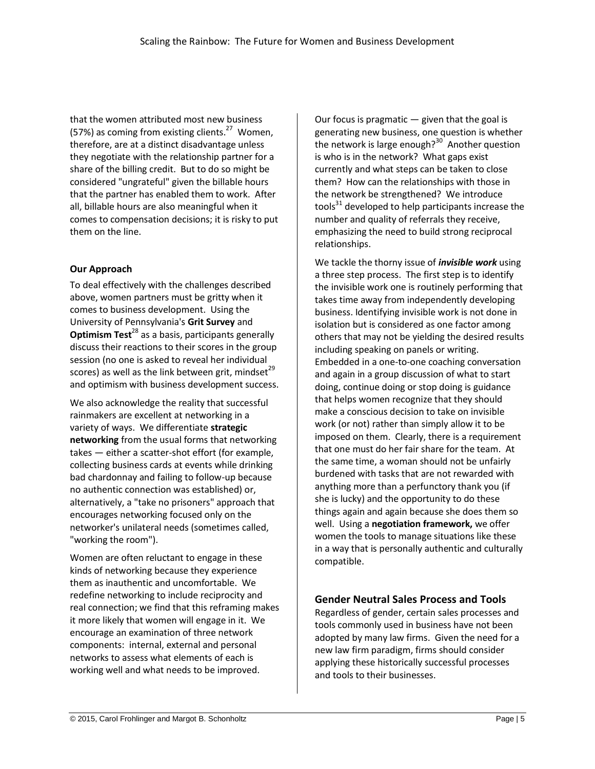that the women attributed most new business (57%) as coming from existing clients.[27] Women, therefore, are at a distinct disadvantage unless they negotiate with the relationship partner for a share of the billing credit. But to do so might be considered "ungrateful" given the billable hours that the partner has enabled them to work. After all, billable hours are also meaningful when it comes to compensation decisions; it is risky to put them on the line.

**Our Approach**

To deal effectively with the challenges described above, women partners must be gritty when it comes to business development. Using the University of Pennsylvania's **Grit Survey** and **Optimism Test**[28] as a basis, participants generally discuss their reactions to their scores in the group session (no one is asked to reveal her individual scores) as well as the link between grit, mindset[29] and optimism with business development success.

We also acknowledge the reality that successful rainmakers are excellent at networking in a variety of ways. We differentiate **strategic networking** from the usual forms that networking takes — either a scatter-shot effort (for example, collecting business cards at events while drinking bad chardonnay and failing to follow-up because no authentic connection was established) or, alternatively, a "take no prisoners" approach that encourages networking focused only on the networker's unilateral needs (sometimes called, "working the room").

Women are often reluctant to engage in these kinds of networking because they experience them as inauthentic and uncomfortable. We redefine networking to include reciprocity and real connection; we find that this reframing makes it more likely that women will engage in it. We encourage an examination of three network components: internal, external and personal networks to assess what elements of each is working well and what needs to be improved.

Our focus is pragmatic — given that the goal is generating new business, one question is whether the network is large enough?[30] Another question is who is in the network? What gaps exist currently and what steps can be taken to close them? How can the relationships with those in the network be strengthened? We introduce tools[31] developed to help participants increase the number and quality of referrals they receive, emphasizing the need to build strong reciprocal relationships.

We tackle the thorny issue of ***invisible work*** using a three step process. The first step is to identify the invisible work one is routinely performing that takes time away from independently developing business. Identifying invisible work is not done in isolation but is considered as one factor among others that may not be yielding the desired results including speaking on panels or writing. Embedded in a one-to-one coaching conversation and again in a group discussion of what to start doing, continue doing or stop doing is guidance that helps women recognize that they should make a conscious decision to take on invisible work (or not) rather than simply allow it to be imposed on them. Clearly, there is a requirement that one must do her fair share for the team. At the same time, a woman should not be unfairly burdened with tasks that are not rewarded with anything more than a perfunctory thank you (if she is lucky) and the opportunity to do these things again and again because she does them so well. Using a **negotiation framework,** we offer women the tools to manage situations like these in a way that is personally authentic and culturally compatible.

## Gender Neutral Sales Process and Tools

Regardless of gender, certain sales processes and tools commonly used in business have not been adopted by many law firms. Given the need for a new law firm paradigm, firms should consider applying these historically successful processes and tools to their businesses.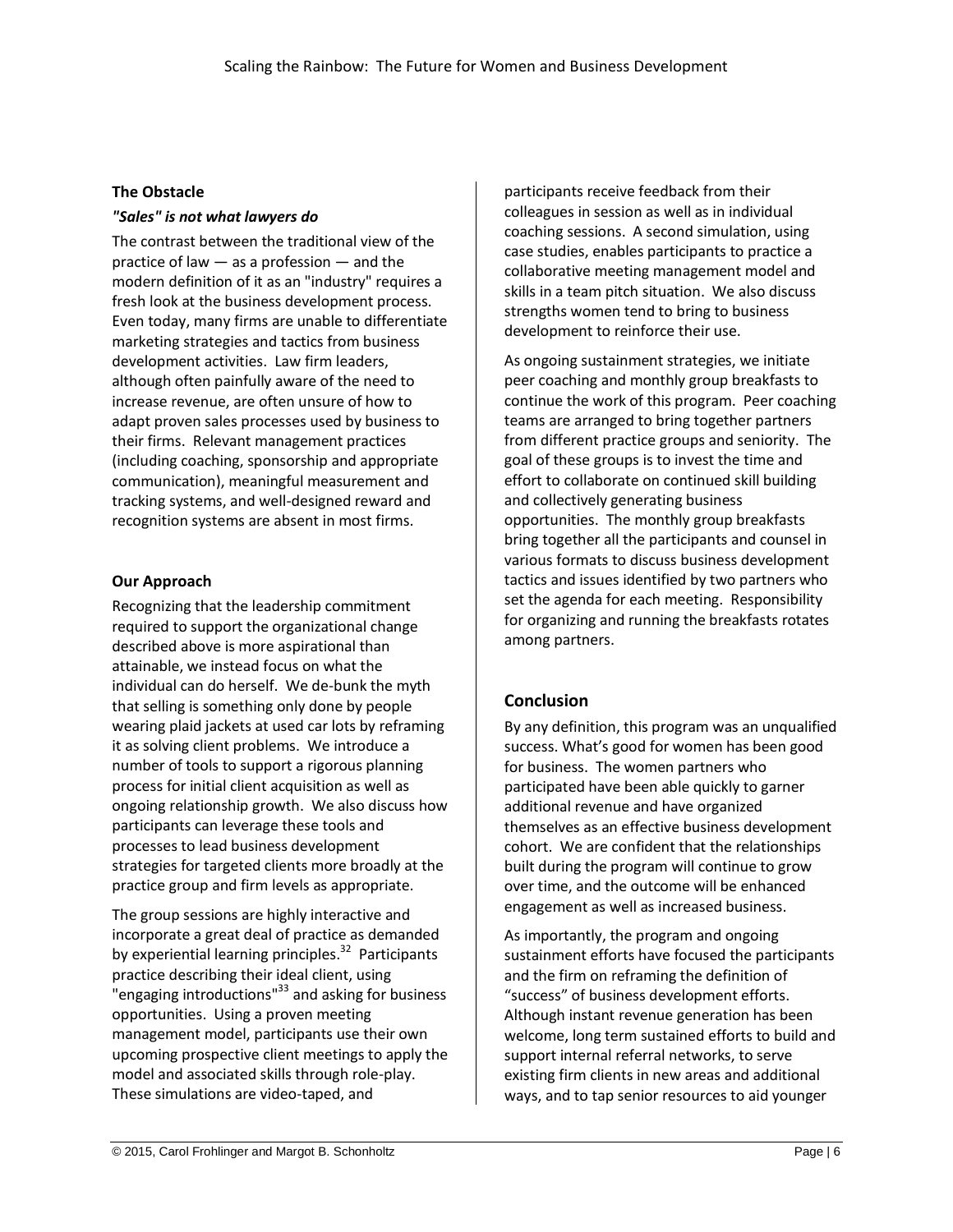### The Obstacle

***"Sales" is not what lawyers do***

The contrast between the traditional view of the practice of law — as a profession — and the modern definition of it as an "industry" requires a fresh look at the business development process. Even today, many firms are unable to differentiate marketing strategies and tactics from business development activities. Law firm leaders, although often painfully aware of the need to increase revenue, are often unsure of how to adapt proven sales processes used by business to their firms. Relevant management practices (including coaching, sponsorship and appropriate communication), meaningful measurement and tracking systems, and well-designed reward and recognition systems are absent in most firms.

### Our Approach

Recognizing that the leadership commitment required to support the organizational change described above is more aspirational than attainable, we instead focus on what the individual can do herself. We de-bunk the myth that selling is something only done by people wearing plaid jackets at used car lots by reframing it as solving client problems. We introduce a number of tools to support a rigorous planning process for initial client acquisition as well as ongoing relationship growth. We also discuss how participants can leverage these tools and processes to lead business development strategies for targeted clients more broadly at the practice group and firm levels as appropriate.

The group sessions are highly interactive and incorporate a great deal of practice as demanded by experiential learning principles.[32] Participants practice describing their ideal client, using "engaging introductions"[33] and asking for business opportunities. Using a proven meeting management model, participants use their own upcoming prospective client meetings to apply the model and associated skills through role-play. These simulations are video-taped, and participants receive feedback from their colleagues in session as well as in individual coaching sessions. A second simulation, using case studies, enables participants to practice a collaborative meeting management model and skills in a team pitch situation. We also discuss strengths women tend to bring to business development to reinforce their use.

As ongoing sustainment strategies, we initiate peer coaching and monthly group breakfasts to continue the work of this program. Peer coaching teams are arranged to bring together partners from different practice groups and seniority. The goal of these groups is to invest the time and effort to collaborate on continued skill building and collectively generating business opportunities. The monthly group breakfasts bring together all the participants and counsel in various formats to discuss business development tactics and issues identified by two partners who set the agenda for each meeting. Responsibility for organizing and running the breakfasts rotates among partners.

## Conclusion

By any definition, this program was an unqualified success. What's good for women has been good for business. The women partners who participated have been able quickly to garner additional revenue and have organized themselves as an effective business development cohort. We are confident that the relationships built during the program will continue to grow over time, and the outcome will be enhanced engagement as well as increased business.

As importantly, the program and ongoing sustainment efforts have focused the participants and the firm on reframing the definition of "success" of business development efforts. Although instant revenue generation has been welcome, long term sustained efforts to build and support internal referral networks, to serve existing firm clients in new areas and additional ways, and to tap senior resources to aid younger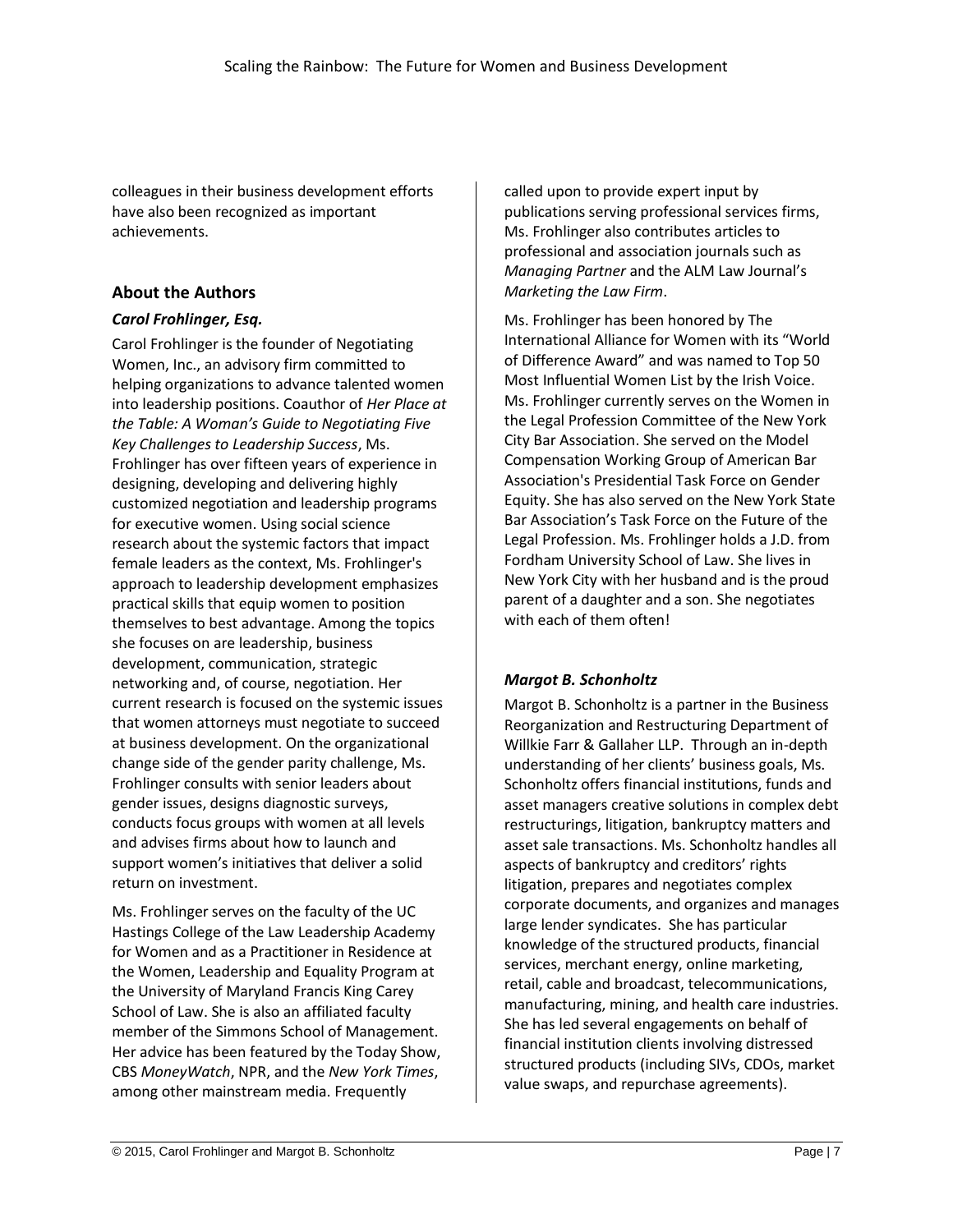colleagues in their business development efforts have also been recognized as important achievements.

## About the Authors

### *Carol Frohlinger, Esq.*

Carol Frohlinger is the founder of Negotiating Women, Inc., an advisory firm committed to helping organizations to advance talented women into leadership positions. Coauthor of *Her Place at the Table: A Woman's Guide to Negotiating Five Key Challenges to Leadership Success*, Ms. Frohlinger has over fifteen years of experience in designing, developing and delivering highly customized negotiation and leadership programs for executive women. Using social science research about the systemic factors that impact female leaders as the context, Ms. Frohlinger's approach to leadership development emphasizes practical skills that equip women to position themselves to best advantage. Among the topics she focuses on are leadership, business development, communication, strategic networking and, of course, negotiation. Her current research is focused on the systemic issues that women attorneys must negotiate to succeed at business development. On the organizational change side of the gender parity challenge, Ms. Frohlinger consults with senior leaders about gender issues, designs diagnostic surveys, conducts focus groups with women at all levels and advises firms about how to launch and support women's initiatives that deliver a solid return on investment.

Ms. Frohlinger serves on the faculty of the UC Hastings College of the Law Leadership Academy for Women and as a Practitioner in Residence at the Women, Leadership and Equality Program at the University of Maryland Francis King Carey School of Law. She is also an affiliated faculty member of the Simmons School of Management. Her advice has been featured by the Today Show, CBS *MoneyWatch*, NPR, and the *New York Times*, among other mainstream media. Frequently called upon to provide expert input by publications serving professional services firms, Ms. Frohlinger also contributes articles to professional and association journals such as *Managing Partner* and the ALM Law Journal's *Marketing the Law Firm*.

Ms. Frohlinger has been honored by The International Alliance for Women with its "World of Difference Award" and was named to Top 50 Most Influential Women List by the Irish Voice. Ms. Frohlinger currently serves on the Women in the Legal Profession Committee of the New York City Bar Association. She served on the Model Compensation Working Group of American Bar Association's Presidential Task Force on Gender Equity. She has also served on the New York State Bar Association's Task Force on the Future of the Legal Profession. Ms. Frohlinger holds a J.D. from Fordham University School of Law. She lives in New York City with her husband and is the proud parent of a daughter and a son. She negotiates with each of them often!

### *Margot B. Schonholtz*

Margot B. Schonholtz is a partner in the Business Reorganization and Restructuring Department of Willkie Farr & Gallaher LLP. Through an in-depth understanding of her clients' business goals, Ms. Schonholtz offers financial institutions, funds and asset managers creative solutions in complex debt restructurings, litigation, bankruptcy matters and asset sale transactions. Ms. Schonholtz handles all aspects of bankruptcy and creditors' rights litigation, prepares and negotiates complex corporate documents, and organizes and manages large lender syndicates. She has particular knowledge of the structured products, financial services, merchant energy, online marketing, retail, cable and broadcast, telecommunications, manufacturing, mining, and health care industries. She has led several engagements on behalf of financial institution clients involving distressed structured products (including SIVs, CDOs, market value swaps, and repurchase agreements).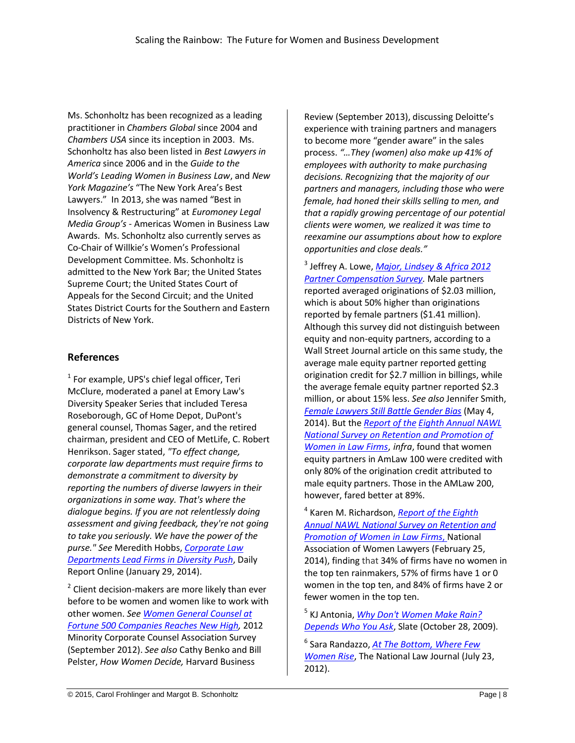Ms. Schonholtz has been recognized as a leading practitioner in *Chambers Global* since 2004 and *Chambers USA* since its inception in 2003. Ms. Schonholtz has also been listed in *Best Lawyers in America* since 2006 and in the *Guide to the World's Leading Women in Business Law*, and *New York Magazine's* "The New York Area's Best Lawyers." In 2013, she was named "Best in Insolvency & Restructuring" at *Euromoney Legal Media Group's* - Americas Women in Business Law Awards. Ms. Schonholtz also currently serves as Co-Chair of Willkie's Women's Professional Development Committee. Ms. Schonholtz is admitted to the New York Bar; the United States Supreme Court; the United States Court of Appeals for the Second Circuit; and the United States District Courts for the Southern and Eastern Districts of New York.

## References

[1] For example, UPS's chief legal officer, Teri McClure, moderated a panel at Emory Law's Diversity Speaker Series that included Teresa Roseborough, GC of Home Depot, DuPont's general counsel, Thomas Sager, and the retired chairman, president and CEO of MetLife, C. Robert Henrikson. Sager stated, *"To effect change, corporate law departments must require firms to demonstrate a commitment to diversity by reporting the numbers of diverse lawyers in their organizations in some way. That's where the dialogue begins. If you are not relentlessly doing assessment and giving feedback, they're not going to take you seriously. We have the power of the purse." See* Meredith Hobbs, *Corporate Law Departments Lead Firms in Diversity Push*, Daily Report Online (January 29, 2014).

[2] Client decision-makers are more likely than ever before to be women and women like to work with other women. *See Women General Counsel at Fortune 500 Companies Reaches New High,* 2012 Minority Corporate Counsel Association Survey (September 2012). *See also* Cathy Benko and Bill Pelster, *How Women Decide,* Harvard Business Review (September 2013), discussing Deloitte's experience with training partners and managers to become more "gender aware" in the sales process. *"…They (women) also make up 41% of employees with authority to make purchasing decisions. Recognizing that the majority of our partners and managers, including those who were female, had honed their skills selling to men, and that a rapidly growing percentage of our potential clients were women, we realized it was time to reexamine our assumptions about how to explore opportunities and close deals."*

[3] Jeffrey A. Lowe, *Major, Lindsey & Africa 2012 Partner Compensation Survey.* Male partners reported averaged originations of $2.03 million, which is about 50% higher than originations reported by female partners ($1.41 million). Although this survey did not distinguish between equity and non-equity partners, according to a Wall Street Journal article on this same study, the average male equity partner reported getting origination credit for $2.7 million in billings, while the average female equity partner reported $2.3 million, or about 15% less. *See also* Jennifer Smith, *Female Lawyers Still Battle Gender Bias* (May 4, 2014). But the *Report of the Eighth Annual NAWL National Survey on Retention and Promotion of Women in Law Firms*, *infra*, found that women equity partners in AmLaw 100 were credited with only 80% of the origination credit attributed to male equity partners. Those in the AMLaw 200, however, fared better at 89%.

[4] Karen M. Richardson, *Report of the Eighth Annual NAWL National Survey on Retention and Promotion of Women in Law Firms,* National Association of Women Lawyers (February 25, 2014), finding that 34% of firms have no women in the top ten rainmakers, 57% of firms have 1 or 0 women in the top ten, and 84% of firms have 2 or fewer women in the top ten.

[5] KJ Antonia, *Why Don't Women Make Rain? Depends Who You Ask*, Slate (October 28, 2009).

[6] Sara Randazzo, *At The Bottom, Where Few Women Rise*, The National Law Journal (July 23, 2012).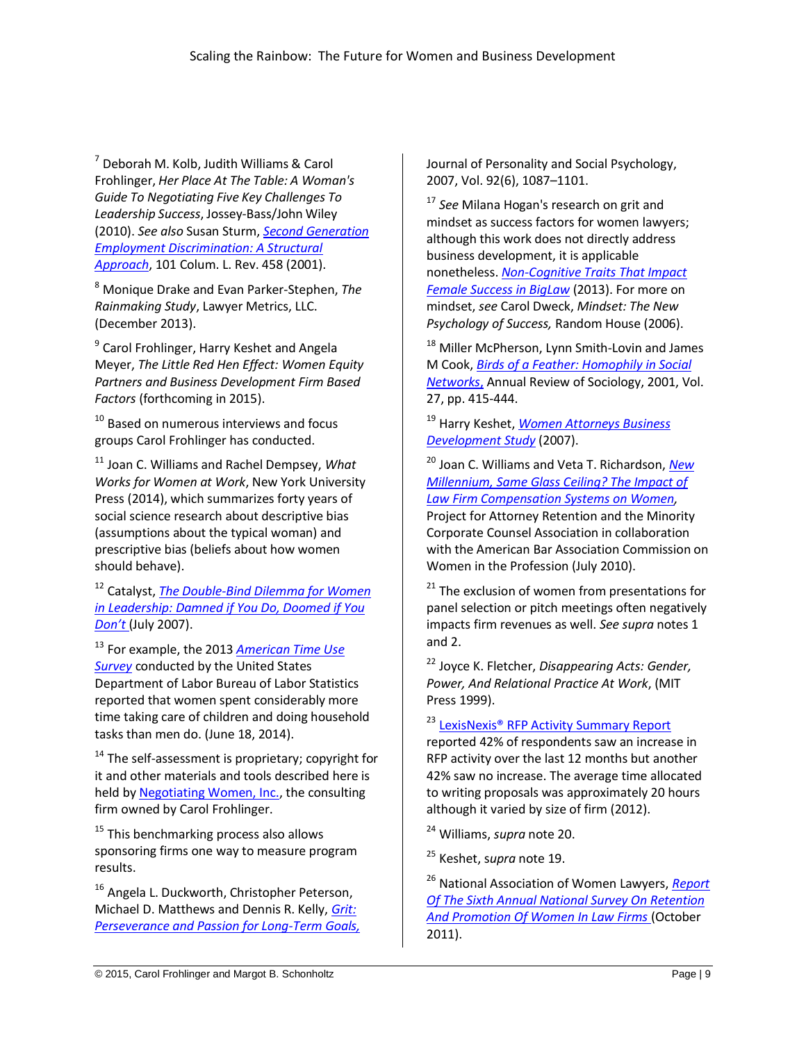[7] Deborah M. Kolb, Judith Williams & Carol Frohlinger, *Her Place At The Table: A Woman's Guide To Negotiating Five Key Challenges To Leadership Success*, Jossey-Bass/John Wiley (2010). *See also* Susan Sturm, *Second Generation Employment Discrimination: A Structural Approach*, 101 Colum. L. Rev. 458 (2001).

[8] Monique Drake and Evan Parker-Stephen, *The Rainmaking Study*, Lawyer Metrics, LLC. (December 2013).

[9] Carol Frohlinger, Harry Keshet and Angela Meyer, *The Little Red Hen Effect: Women Equity Partners and Business Development Firm Based Factors* (forthcoming in 2015).

[10] Based on numerous interviews and focus groups Carol Frohlinger has conducted.

[11] Joan C. Williams and Rachel Dempsey, *What Works for Women at Work*, New York University Press (2014), which summarizes forty years of social science research about descriptive bias (assumptions about the typical woman) and prescriptive bias (beliefs about how women should behave).

[12] Catalyst, *The Double-Bind Dilemma for Women in Leadership: Damned if You Do, Doomed if You Don't* (July 2007).

[13] For example, the 2013 *American Time Use Survey* conducted by the United States Department of Labor Bureau of Labor Statistics reported that women spent considerably more time taking care of children and doing household tasks than men do. (June 18, 2014).

[14] The self-assessment is proprietary; copyright for it and other materials and tools described here is held by Negotiating Women, Inc., the consulting firm owned by Carol Frohlinger.

[15] This benchmarking process also allows sponsoring firms one way to measure program results.

[16] Angela L. Duckworth, Christopher Peterson, Michael D. Matthews and Dennis R. Kelly, *Grit: Perseverance and Passion for Long-Term Goals,* Journal of Personality and Social Psychology, 2007, Vol. 92(6), 1087–1101.

[17] *See* Milana Hogan's research on grit and mindset as success factors for women lawyers; although this work does not directly address business development, it is applicable nonetheless. *Non-Cognitive Traits That Impact Female Success in BigLaw* (2013). For more on mindset, *see* Carol Dweck, *Mindset: The New Psychology of Success,* Random House (2006).

[18] Miller McPherson, Lynn Smith-Lovin and James M Cook, *Birds of a Feather: Homophily in Social Networks,* Annual Review of Sociology, 2001, Vol. 27, pp. 415-444.

[19] Harry Keshet, *Women Attorneys Business Development Study* (2007).

[20] Joan C. Williams and Veta T. Richardson, *New Millennium, Same Glass Ceiling? The Impact of Law Firm Compensation Systems on Women,* Project for Attorney Retention and the Minority Corporate Counsel Association in collaboration with the American Bar Association Commission on Women in the Profession (July 2010).

[21] The exclusion of women from presentations for panel selection or pitch meetings often negatively impacts firm revenues as well. *See supra* notes 1 and 2.

[22] Joyce K. Fletcher, *Disappearing Acts: Gender, Power, And Relational Practice At Work*, (MIT Press 1999).

[23] LexisNexis® RFP Activity Summary Report reported 42% of respondents saw an increase in RFP activity over the last 12 months but another 42% saw no increase. The average time allocated to writing proposals was approximately 20 hours although it varied by size of firm (2012).

[24] Williams, *supra* note 20.

[25] Keshet, s*upra* note 19.

[26] National Association of Women Lawyers, *Report Of The Sixth Annual National Survey On Retention And Promotion Of Women In Law Firms* (October 2011).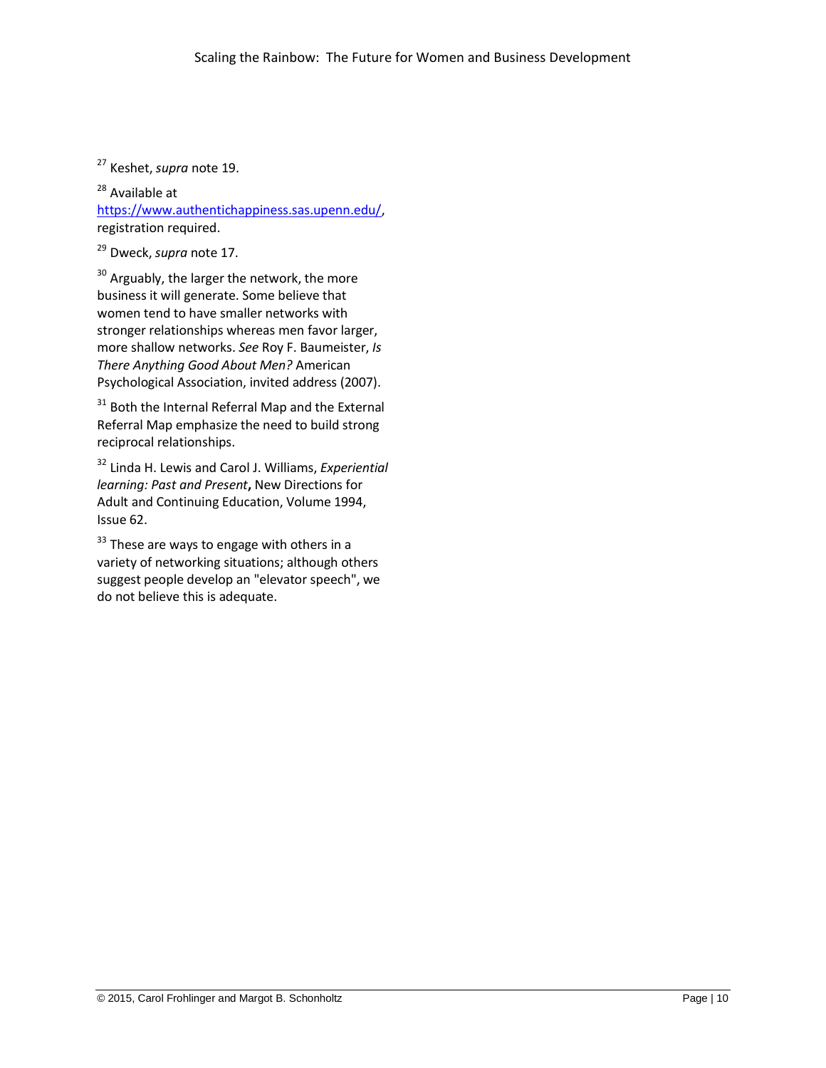[27] Keshet, *supra* note 19.

[28] Available at https://www.authentichappiness.sas.upenn.edu/, registration required.

[29] Dweck, *supra* note 17.

[30] Arguably, the larger the network, the more business it will generate. Some believe that women tend to have smaller networks with stronger relationships whereas men favor larger, more shallow networks. *See* Roy F. Baumeister, *Is There Anything Good About Men?* American Psychological Association, invited address (2007).

[31] Both the Internal Referral Map and the External Referral Map emphasize the need to build strong reciprocal relationships.

[32] Linda H. Lewis and Carol J. Williams, *Experiential learning: Past and Present*, New Directions for Adult and Continuing Education, Volume 1994, Issue 62.

[33] These are ways to engage with others in a variety of networking situations; although others suggest people develop an "elevator speech", we do not believe this is adequate.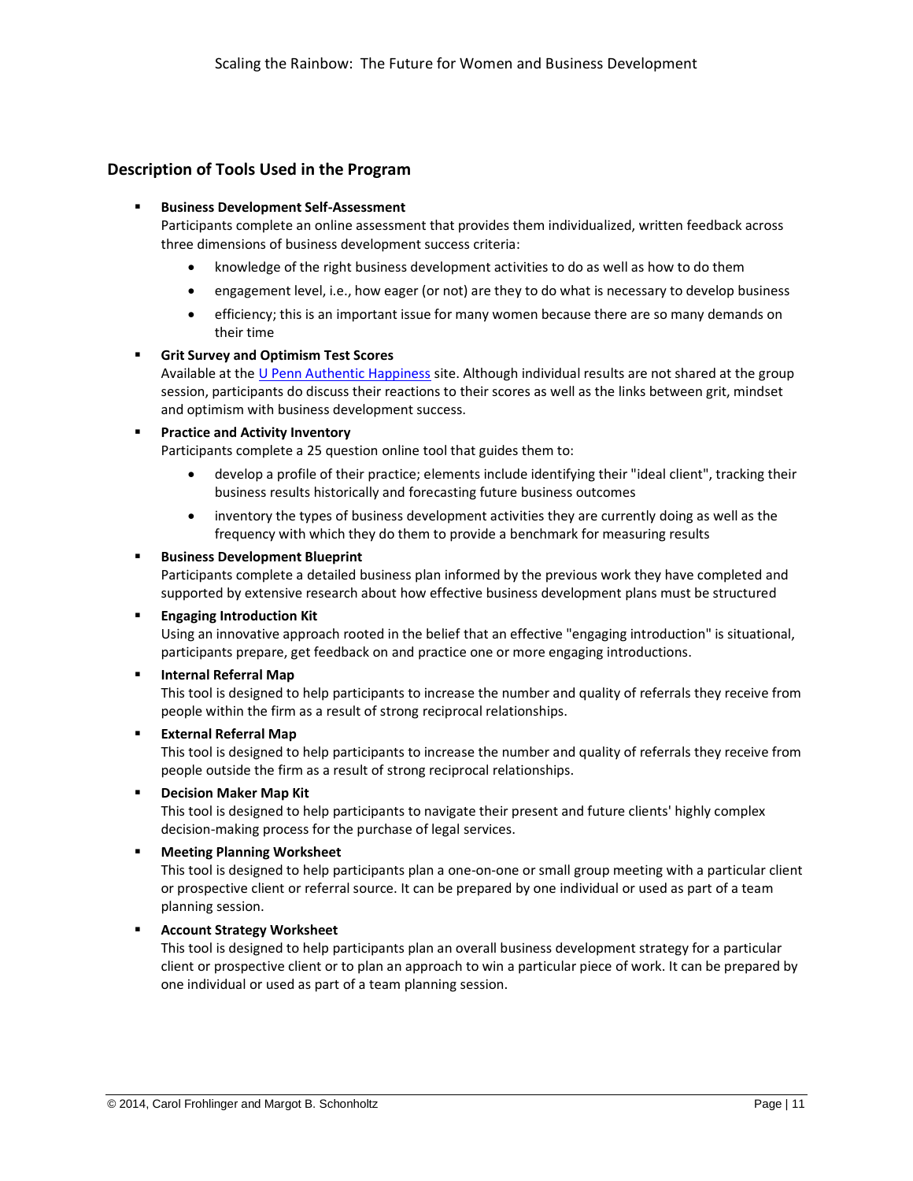## Description of Tools Used in the Program

- **Business Development Self-Assessment**
  Participants complete an online assessment that provides them individualized, written feedback across three dimensions of business development success criteria:
  - knowledge of the right business development activities to do as well as how to do them
  - engagement level, i.e., how eager (or not) are they to do what is necessary to develop business
  - efficiency; this is an important issue for many women because there are so many demands on their time

- **Grit Survey and Optimism Test Scores**
  Available at the [U Penn Authentic Happiness] site. Although individual results are not shared at the group session, participants do discuss their reactions to their scores as well as the links between grit, mindset and optimism with business development success.

- **Practice and Activity Inventory**
  Participants complete a 25 question online tool that guides them to:
  - develop a profile of their practice; elements include identifying their "ideal client", tracking their business results historically and forecasting future business outcomes
  - inventory the types of business development activities they are currently doing as well as the frequency with which they do them to provide a benchmark for measuring results

- **Business Development Blueprint**
  Participants complete a detailed business plan informed by the previous work they have completed and supported by extensive research about how effective business development plans must be structured

- **Engaging Introduction Kit**
  Using an innovative approach rooted in the belief that an effective "engaging introduction" is situational, participants prepare, get feedback on and practice one or more engaging introductions.

- **Internal Referral Map**
  This tool is designed to help participants to increase the number and quality of referrals they receive from people within the firm as a result of strong reciprocal relationships.

- **External Referral Map**
  This tool is designed to help participants to increase the number and quality of referrals they receive from people outside the firm as a result of strong reciprocal relationships.

- **Decision Maker Map Kit**
  This tool is designed to help participants to navigate their present and future clients' highly complex decision-making process for the purchase of legal services.

- **Meeting Planning Worksheet**
  This tool is designed to help participants plan a one-on-one or small group meeting with a particular client or prospective client or referral source. It can be prepared by one individual or used as part of a team planning session.

- **Account Strategy Worksheet**
  This tool is designed to help participants plan an overall business development strategy for a particular client or prospective client or to plan an approach to win a particular piece of work. It can be prepared by one individual or used as part of a team planning session.